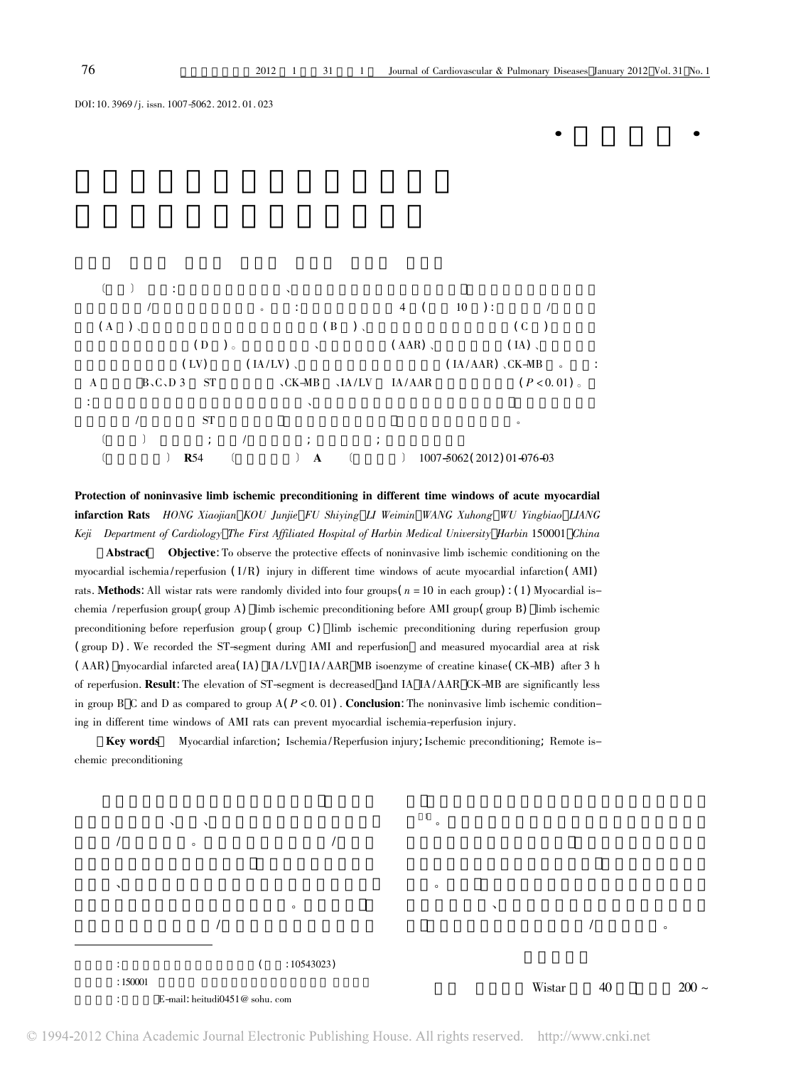DOI:10.3969/j.issn.1007-5062.2012.01.023

R54 A 1007-5062(2012)01-076-03

**Protection of noninvasive limb ischemic preconditioning in different time windows of acute myocardial infarction Rats** *HONG Xiaojian, KOU Junjie, FU Shiying, LI Weimin, WANG Xuhong, WU Yingbiao, LIANG Keji Department of Cardiology, The First Affiliated Hospital of Harbin Medical University, Harbin 150001, China*

【**Abstract**】 **Objective**: To observe the protective effects of noninvasive limb ischemic conditioning on the myocardial ischemia/reperfusion (I/R) injury in different time windows of acute myocardial infarction (AMI) rats. **Methods**: All wistar rats were randomly divided into four groups ($n = 10$ in each group): (1) Myocardial ischemia /reperfusion group (group A), limb ischemic preconditioning before AMI group (group B), limb ischemic preconditioning before reperfusion group (group C), limb ischemic preconditioning during reperfusion group (group D). We recorded the ST-segment during AMI and reperfusion, and measured myocardial area at risk (AAR), myocardial infarcted area (IA), IA/LV, IA/AAR, MB isoenzyme of creatine kinase (CK-MB) after 3 h of reperfusion. **Result**: The elevation of ST-segment is decreased, and IA, IA/AAR, CK-MB are significantly less in group B, C and D as compared to group A ($P < 0.01$). **Conclusion**: The noninvasive limb ischemic conditioning in different time windows of AMI rats can prevent myocardial ischemia-reperfusion injury.

【**Key words**】 Myocardial infarction; Ischemia/Reperfusion injury; Ischemic preconditioning; Remote ischemic preconditioning

Wistar 40 200 ~

(10543023)

150001

E-mail: heitudi0451@sohu.com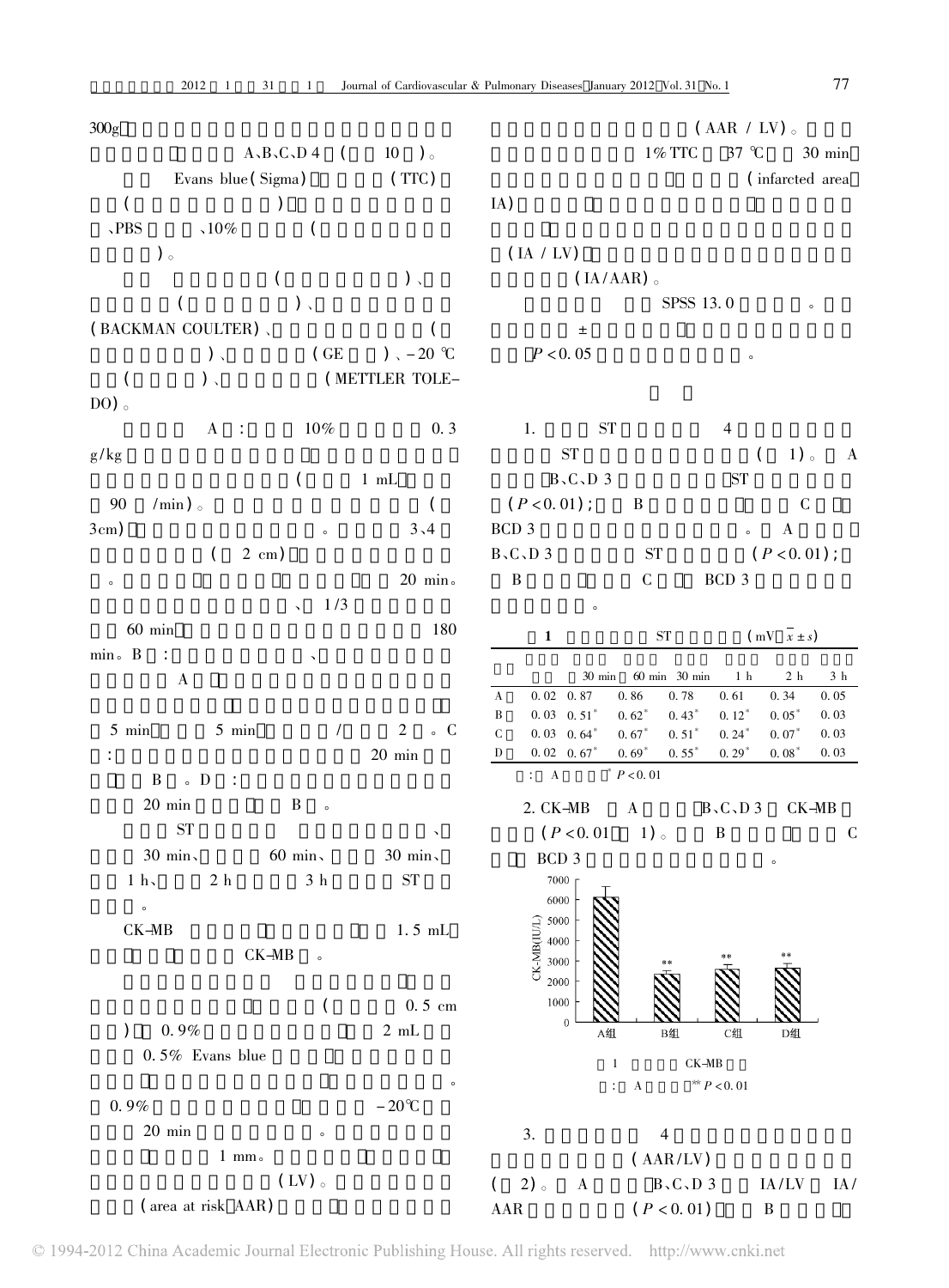300g

A、B、C、D 4 ( 10 )。

Evans blue(Sigma) (TTC)

( )

、PBS 、10% (

)。

( )、

( )、

(BACKMAN COULTER)、 (

)、 (GE )、-20 ℃

( )、 (METTLER TOLEDO)。

A : 10% 0.3 g/kg

( 1 mL

90 /min)。 (

3cm) 。 3、4

( 2 cm)

。 20 min。

、 1/3

60 min 180

min。B : 、

A

5 min 5 min / 2 。C

: 20 min

B 。D :

20 min B 。

ST 、

30 min、 60 min、 30 min、

1 h、 2 h 3 h ST

。

CK-MB 1.5 mL

CK-MB 。

( 0.5 cm

) 0.9% 2 mL

0.5% Evans blue

。

0.9% -20℃

20 min 。

1 mm。

(LV)。

(area at risk AAR)

(AAR / LV)。

1% TTC 37 ℃ 30 min

(infarcted area IA)

(IA / LV)

(IA/AAR)。

SPSS 13.0 。

±

$P < 0.05$ 。

1. ST 4

ST ( 1)。 A

B、C、D 3 ST

($P < 0.01$); B C

BCD 3 。 A

B、C、D 3 ST ($P < 0.01$);

B C BCD 3

。

1 ST (mV $\bar{x} \pm s$)

| | | 30 min | 60 min | 30 min | 1 h | 2 h | 3 h |
|---|---|---|---|---|---|---|---|
| A | 0.02 | 0.87 | 0.86 | 0.78 | 0.61 | 0.34 | 0.05 |
| B | 0.03 | 0.51* | 0.62* | 0.43* | 0.12* | 0.05* | 0.03 |
| C | 0.03 | 0.64* | 0.67* | 0.51* | 0.24* | 0.07* | 0.03 |
| D | 0.02 | 0.67* | 0.69* | 0.55* | 0.29* | 0.08* | 0.03 |

: A * $P < 0.01$

2. CK-MB A B、C、D 3 CK-MB

($P < 0.01$ 1)。 B C

BCD 3 。

7000
6000
5000
4000
3000
2000
1000
0
CK-MB(IU/L)
**
**
**
A组
B组
C组
D组

1 CK-MB

: A ** $P < 0.01$

3. 4

(AAR/LV)

( 2)。 A B、C、D 3 IA/LV IA/AAR ($P < 0.01$) B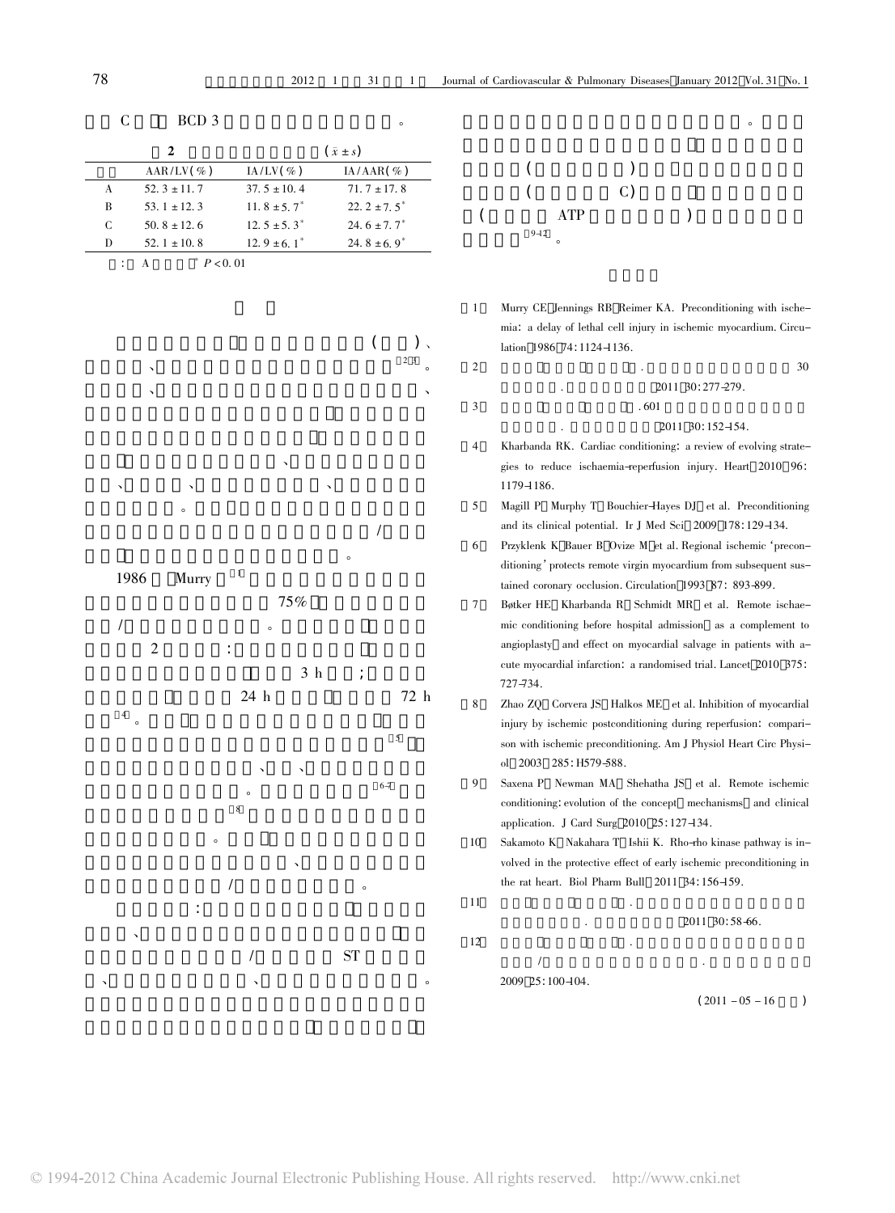C BCD 3 。

**2** ($\bar{x} \pm s$)

| | AAR/LV(%) | IA/LV(%) | IA/AAR(%) |
|---|---|---|---|
| A | 52.3 ± 11.7 | 37.5 ± 10.4 | 71.7 ± 17.8 |
| B | 53.1 ± 12.3 | 11.8 ± 5.7* | 22.2 ± 7.5* |
| C | 50.8 ± 12.6 | 12.5 ± 5.3* | 24.6 ± 7.7* |
| D | 52.1 ± 10.8 | 12.9 ± 6.1* | 24.8 ± 6.9* |

: A * $P < 0.01$

( )、 、 [2,3]。 、 、 、 、 、 、 、 。 / 。

1986 Murry[1] 75% / 。 2 : 3 h ; 24 h 72 h[4]。 [5] 、 、 。[6,7] [8] 。 、 / 。

: 、 / ST 、 、 。

。 ( ) ( C) ( ATP ) [9-12]。

[1] Murry CE, Jennings RB, Reimer KA. Preconditioning with ischemia: a delay of lethal cell injury in ischemic myocardium. Circulation, 1986, 74: 1124-1136.

[2] . 30 . 2011, 30: 277-279.

[3] . 601 . 2011, 30: 152-154.

[4] Kharbanda RK. Cardiac conditioning: a review of evolving strategies to reduce ischaemia-reperfusion injury. Heart, 2010, 96: 1179-1186.

[5] Magill P, Murphy T, Bouchier-Hayes DJ, et al. Preconditioning and its clinical potential. Ir J Med Sci, 2009, 178: 129-134.

[6] Przyklenk K, Bauer B, Ovize M, et al. Regional ischemic 'preconditioning' protects remote virgin myocardium from subsequent sustained coronary occlusion. Circulation, 1993, 87: 893-899.

[7] Bøtker HE, Kharbanda R, Schmidt MR, et al. Remote ischaemic conditioning before hospital admission, as a complement to angioplasty, and effect on myocardial salvage in patients with acute myocardial infarction: a randomised trial. Lancet, 2010, 375: 727-734.

[8] Zhao ZQ, Corvera JS, Halkos ME, et al. Inhibition of myocardial injury by ischemic postconditioning during reperfusion: comparison with ischemic preconditioning. Am J Physiol Heart Circ Physiol, 2003, 285: H579-588.

[9] Saxena P, Newman MA, Shehatha JS, et al. Remote ischemic conditioning: evolution of the concept, mechanisms, and clinical application. J Card Surg, 2010, 25: 127-134.

[10] Sakamoto K, Nakahara T, Ishii K. Rho-rho kinase pathway is involved in the protective effect of early ischemic preconditioning in the rat heart. Biol Pharm Bull, 2011, 34: 156-159.

[11] . . 2011, 30: 58-66.

[12] . / . 2009, 25: 100-104.

(2011-05-16 )